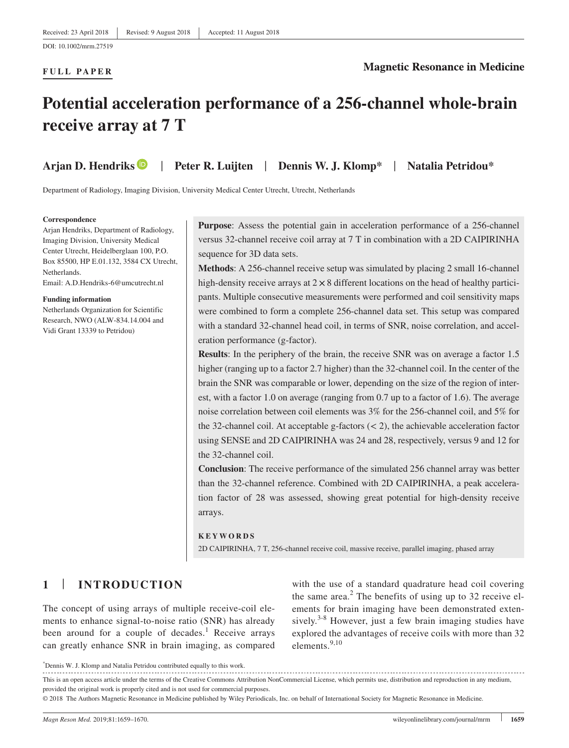Received: 23 April 2018 | Revised: 9 August 2018 | Accepted: 11 August 2018

DOI: 10.1002/mrm.27519

**FULL PAPER**

**Magnetic Resonance in Medicine**

# Potential acceleration performance of a 256-channel whole-brain receive array at 7 T

**Arjan D. Hendriks** | **Peter R. Luijten** | **Dennis W. J. Klomp*** | **Natalia Petridou***

Department of Radiology, Imaging Division, University Medical Center Utrecht, Utrecht, Netherlands

**Correspondence**
Arjan Hendriks, Department of Radiology, Imaging Division, University Medical Center Utrecht, Heidelberglaan 100, P.O. Box 85500, HP E.01.132, 3584 CX Utrecht, Netherlands.
Email: A.D.Hendriks-6@umcutrecht.nl

**Funding information**
Netherlands Organization for Scientific Research, NWO (ALW-834.14.004 and Vidi Grant 13339 to Petridou)

**Purpose**: Assess the potential gain in acceleration performance of a 256-channel versus 32-channel receive coil array at 7 T in combination with a 2D CAIPIRINHA sequence for 3D data sets.

**Methods**: A 256-channel receive setup was simulated by placing 2 small 16-channel high-density receive arrays at $2 \times 8$ different locations on the head of healthy participants. Multiple consecutive measurements were performed and coil sensitivity maps were combined to form a complete 256-channel data set. This setup was compared with a standard 32-channel head coil, in terms of SNR, noise correlation, and acceleration performance (g-factor).

**Results**: In the periphery of the brain, the receive SNR was on average a factor 1.5 higher (ranging up to a factor 2.7 higher) than the 32-channel coil. In the center of the brain the SNR was comparable or lower, depending on the size of the region of interest, with a factor 1.0 on average (ranging from 0.7 up to a factor of 1.6). The average noise correlation between coil elements was 3% for the 256-channel coil, and 5% for the 32-channel coil. At acceptable g-factors ($< 2$), the achievable acceleration factor using SENSE and 2D CAIPIRINHA was 24 and 28, respectively, versus 9 and 12 for the 32-channel coil.

**Conclusion**: The receive performance of the simulated 256 channel array was better than the 32-channel reference. Combined with 2D CAIPIRINHA, a peak acceleration factor of 28 was assessed, showing great potential for high-density receive arrays.

**KEYWORDS**

2D CAIPIRINHA, 7 T, 256-channel receive coil, massive receive, parallel imaging, phased array

## 1 | INTRODUCTION

The concept of using arrays of multiple receive-coil elements to enhance signal-to-noise ratio (SNR) has already been around for a couple of decades.[1] Receive arrays can greatly enhance SNR in brain imaging, as compared with the use of a standard quadrature head coil covering the same area.[2] The benefits of using up to 32 receive elements for brain imaging have been demonstrated extensively.[3-8] However, just a few brain imaging studies have explored the advantages of receive coils with more than 32 elements.[9,10]

*Dennis W. J. Klomp and Natalia Petridou contributed equally to this work.

This is an open access article under the terms of the Creative Commons Attribution NonCommercial License, which permits use, distribution and reproduction in any medium, provided the original work is properly cited and is not used for commercial purposes.
© 2018 The Authors Magnetic Resonance in Medicine published by Wiley Periodicals, Inc. on behalf of International Society for Magnetic Resonance in Medicine.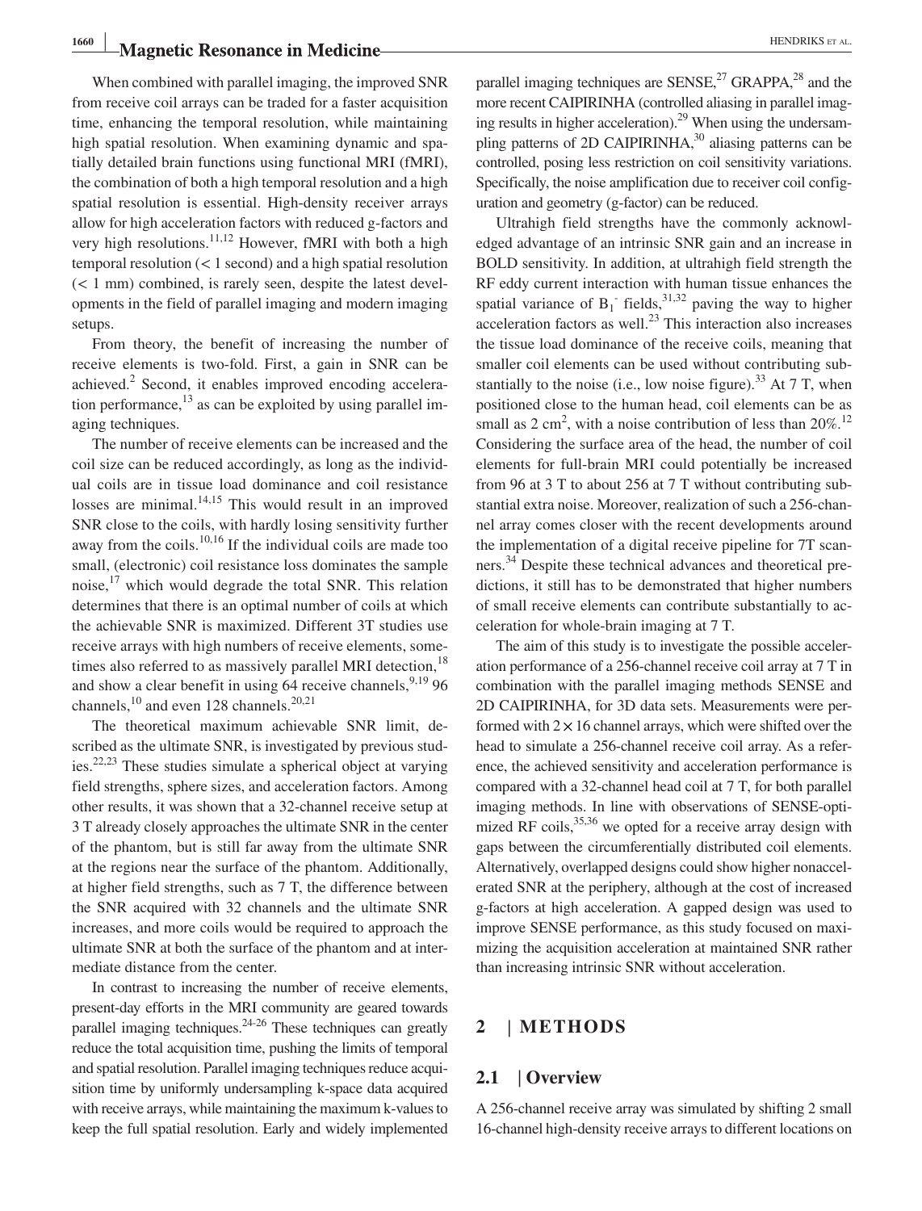When combined with parallel imaging, the improved SNR from receive coil arrays can be traded for a faster acquisition time, enhancing the temporal resolution, while maintaining high spatial resolution. When examining dynamic and spatially detailed brain functions using functional MRI (fMRI), the combination of both a high temporal resolution and a high spatial resolution is essential. High-density receiver arrays allow for high acceleration factors with reduced g-factors and very high resolutions.[11,12] However, fMRI with both a high temporal resolution (< 1 second) and a high spatial resolution (< 1 mm) combined, is rarely seen, despite the latest developments in the field of parallel imaging and modern imaging setups.

From theory, the benefit of increasing the number of receive elements is two-fold. First, a gain in SNR can be achieved.[2] Second, it enables improved encoding acceleration performance,[13] as can be exploited by using parallel imaging techniques.

The number of receive elements can be increased and the coil size can be reduced accordingly, as long as the individual coils are in tissue load dominance and coil resistance losses are minimal.[14,15] This would result in an improved SNR close to the coils, with hardly losing sensitivity further away from the coils.[10,16] If the individual coils are made too small, (electronic) coil resistance loss dominates the sample noise,[17] which would degrade the total SNR. This relation determines that there is an optimal number of coils at which the achievable SNR is maximized. Different 3T studies use receive arrays with high numbers of receive elements, sometimes also referred to as massively parallel MRI detection,[18] and show a clear benefit in using 64 receive channels,[9,19] 96 channels,[10] and even 128 channels.[20,21]

The theoretical maximum achievable SNR limit, described as the ultimate SNR, is investigated by previous studies.[22,23] These studies simulate a spherical object at varying field strengths, sphere sizes, and acceleration factors. Among other results, it was shown that a 32-channel receive setup at 3 T already closely approaches the ultimate SNR in the center of the phantom, but is still far away from the ultimate SNR at the regions near the surface of the phantom. Additionally, at higher field strengths, such as 7 T, the difference between the SNR acquired with 32 channels and the ultimate SNR increases, and more coils would be required to approach the ultimate SNR at both the surface of the phantom and at intermediate distance from the center.

In contrast to increasing the number of receive elements, present-day efforts in the MRI community are geared towards parallel imaging techniques.[24-26] These techniques can greatly reduce the total acquisition time, pushing the limits of temporal and spatial resolution. Parallel imaging techniques reduce acquisition time by uniformly undersampling k-space data acquired with receive arrays, while maintaining the maximum k-values to keep the full spatial resolution. Early and widely implemented parallel imaging techniques are SENSE,[27] GRAPPA,[28] and the more recent CAIPIRINHA (controlled aliasing in parallel imaging results in higher acceleration).[29] When using the undersampling patterns of 2D CAIPIRINHA,[30] aliasing patterns can be controlled, posing less restriction on coil sensitivity variations. Specifically, the noise amplification due to receiver coil configuration and geometry (g-factor) can be reduced.

Ultrahigh field strengths have the commonly acknowledged advantage of an intrinsic SNR gain and an increase in BOLD sensitivity. In addition, at ultrahigh field strength the RF eddy current interaction with human tissue enhances the spatial variance of $B_1^-$ fields,[31,32] paving the way to higher acceleration factors as well.[23] This interaction also increases the tissue load dominance of the receive coils, meaning that smaller coil elements can be used without contributing substantially to the noise (i.e., low noise figure).[33] At 7 T, when positioned close to the human head, coil elements can be as small as 2 $cm^2$, with a noise contribution of less than 20%.[12] Considering the surface area of the head, the number of coil elements for full-brain MRI could potentially be increased from 96 at 3 T to about 256 at 7 T without contributing substantial extra noise. Moreover, realization of such a 256-channel array comes closer with the recent developments around the implementation of a digital receive pipeline for 7T scanners.[34] Despite these technical advances and theoretical predictions, it still has to be demonstrated that higher numbers of small receive elements can contribute substantially to acceleration for whole-brain imaging at 7 T.

The aim of this study is to investigate the possible acceleration performance of a 256-channel receive coil array at 7 T in combination with the parallel imaging methods SENSE and 2D CAIPIRINHA, for 3D data sets. Measurements were performed with $2 \times 16$ channel arrays, which were shifted over the head to simulate a 256-channel receive coil array. As a reference, the achieved sensitivity and acceleration performance is compared with a 32-channel head coil at 7 T, for both parallel imaging methods. In line with observations of SENSE-optimized RF coils,[35,36] we opted for a receive array design with gaps between the circumferentially distributed coil elements. Alternatively, overlapped designs could show higher nonaccelerated SNR at the periphery, although at the cost of increased g-factors at high acceleration. A gapped design was used to improve SENSE performance, as this study focused on maximizing the acquisition acceleration at maintained SNR rather than increasing intrinsic SNR without acceleration.

## 2 | METHODS

### 2.1 | Overview

A 256-channel receive array was simulated by shifting 2 small 16-channel high-density receive arrays to different locations on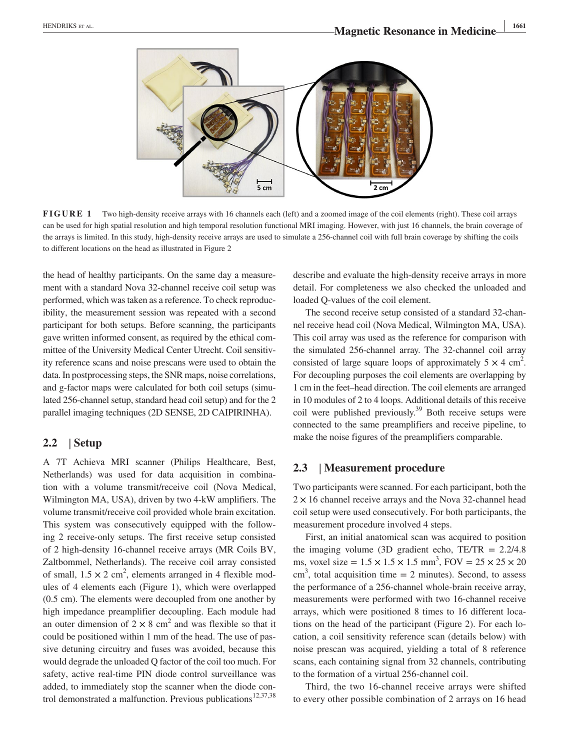**FIGURE 1** Two high-density receive arrays with 16 channels each (left) and a zoomed image of the coil elements (right). These coil arrays can be used for high spatial resolution and high temporal resolution functional MRI imaging. However, with just 16 channels, the brain coverage of the arrays is limited. In this study, high-density receive arrays are used to simulate a 256-channel coil with full brain coverage by shifting the coils to different locations on the head as illustrated in Figure 2

the head of healthy participants. On the same day a measurement with a standard Nova 32-channel receive coil setup was performed, which was taken as a reference. To check reproducibility, the measurement session was repeated with a second participant for both setups. Before scanning, the participants gave written informed consent, as required by the ethical committee of the University Medical Center Utrecht. Coil sensitivity reference scans and noise prescans were used to obtain the data. In postprocessing steps, the SNR maps, noise correlations, and g-factor maps were calculated for both coil setups (simulated 256-channel setup, standard head coil setup) and for the 2 parallel imaging techniques (2D SENSE, 2D CAIPIRINHA).

## 2.2 | Setup

A 7T Achieva MRI scanner (Philips Healthcare, Best, Netherlands) was used for data acquisition in combination with a volume transmit/receive coil (Nova Medical, Wilmington MA, USA), driven by two 4-kW amplifiers. The volume transmit/receive coil provided whole brain excitation. This system was consecutively equipped with the following 2 receive-only setups. The first receive setup consisted of 2 high-density 16-channel receive arrays (MR Coils BV, Zaltbommel, Netherlands). The receive coil array consisted of small, $1.5 \times 2$ cm$^2$, elements arranged in 4 flexible modules of 4 elements each (Figure 1), which were overlapped (0.5 cm). The elements were decoupled from one another by high impedance preamplifier decoupling. Each module had an outer dimension of $2 \times 8$ cm$^2$ and was flexible so that it could be positioned within 1 mm of the head. The use of passive detuning circuitry and fuses was avoided, because this would degrade the unloaded Q factor of the coil too much. For safety, active real-time PIN diode control surveillance was added, to immediately stop the scanner when the diode control demonstrated a malfunction. Previous publications[12,37,38] describe and evaluate the high-density receive arrays in more detail. For completeness we also checked the unloaded and loaded Q-values of the coil element.

The second receive setup consisted of a standard 32-channel receive head coil (Nova Medical, Wilmington MA, USA). This coil array was used as the reference for comparison with the simulated 256-channel array. The 32-channel coil array consisted of large square loops of approximately $5 \times 4$ cm$^2$. For decoupling purposes the coil elements are overlapping by 1 cm in the feet–head direction. The coil elements are arranged in 10 modules of 2 to 4 loops. Additional details of this receive coil were published previously.[39] Both receive setups were connected to the same preamplifiers and receive pipeline, to make the noise figures of the preamplifiers comparable.

## 2.3 | Measurement procedure

Two participants were scanned. For each participant, both the $2 \times 16$ channel receive arrays and the Nova 32-channel head coil setup were used consecutively. For both participants, the measurement procedure involved 4 steps.

First, an initial anatomical scan was acquired to position the imaging volume (3D gradient echo, TE/TR = 2.2/4.8 ms, voxel size = $1.5 \times 1.5 \times 1.5$ mm$^3$, FOV = $25 \times 25 \times 20$ cm$^3$, total acquisition time = 2 minutes). Second, to assess the performance of a 256-channel whole-brain receive array, measurements were performed with two 16-channel receive arrays, which were positioned 8 times to 16 different locations on the head of the participant (Figure 2). For each location, a coil sensitivity reference scan (details below) with noise prescan was acquired, yielding a total of 8 reference scans, each containing signal from 32 channels, contributing to the formation of a virtual 256-channel coil.

Third, the two 16-channel receive arrays were shifted to every other possible combination of 2 arrays on 16 head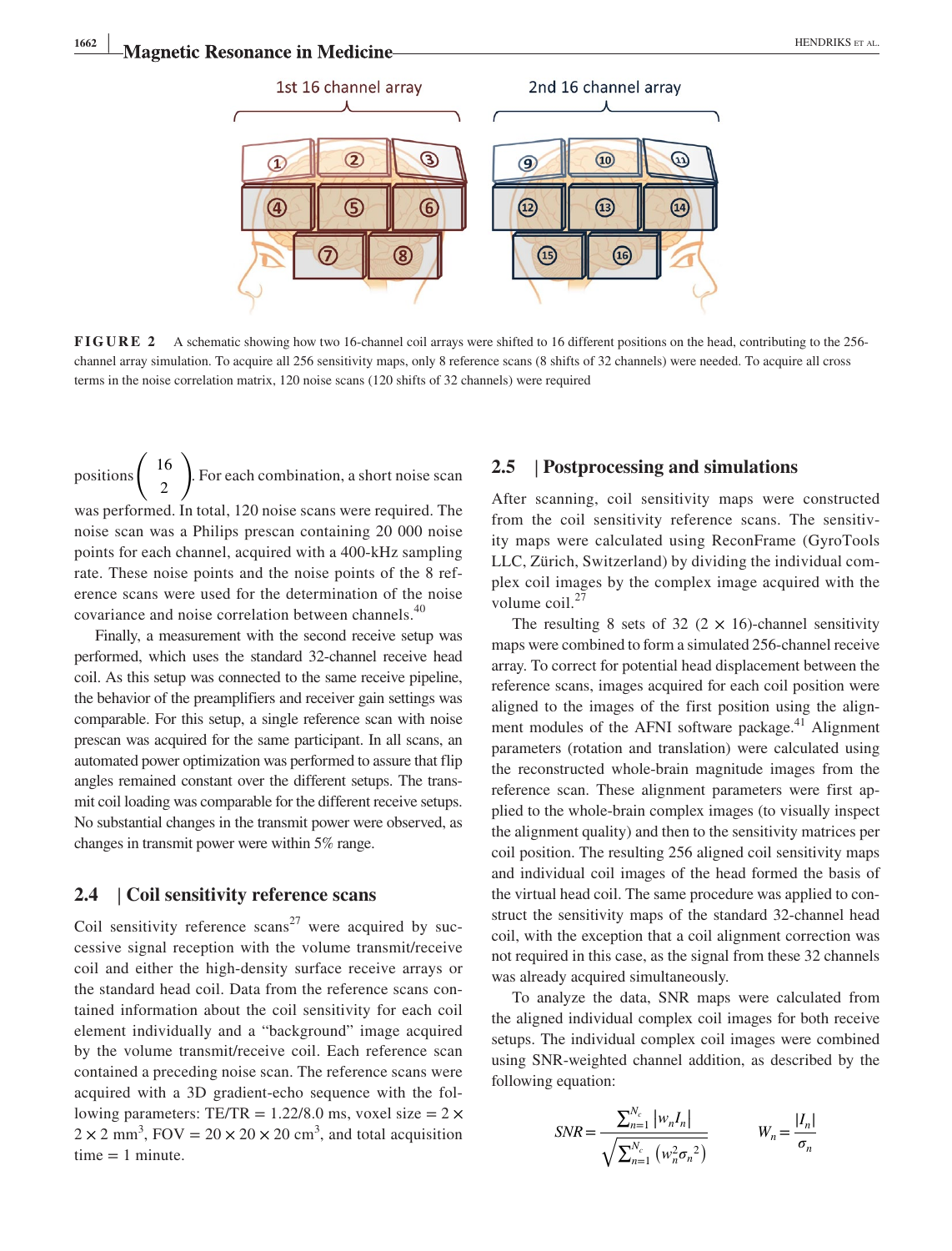**FIGURE 2** A schematic showing how two 16-channel coil arrays were shifted to 16 different positions on the head, contributing to the 256-channel array simulation. To acquire all 256 sensitivity maps, only 8 reference scans (8 shifts of 32 channels) were needed. To acquire all cross terms in the noise correlation matrix, 120 noise scans (120 shifts of 32 channels) were required

positions $\binom{16}{2}$. For each combination, a short noise scan was performed. In total, 120 noise scans were required. The noise scan was a Philips prescan containing 20 000 noise points for each channel, acquired with a 400-kHz sampling rate. These noise points and the noise points of the 8 reference scans were used for the determination of the noise covariance and noise correlation between channels.[40]

Finally, a measurement with the second receive setup was performed, which uses the standard 32-channel receive head coil. As this setup was connected to the same receive pipeline, the behavior of the preamplifiers and receiver gain settings was comparable. For this setup, a single reference scan with noise prescan was acquired for the same participant. In all scans, an automated power optimization was performed to assure that flip angles remained constant over the different setups. The transmit coil loading was comparable for the different receive setups. No substantial changes in the transmit power were observed, as changes in transmit power were within 5% range.

## 2.4 | Coil sensitivity reference scans

Coil sensitivity reference scans[27] were acquired by successive signal reception with the volume transmit/receive coil and either the high-density surface receive arrays or the standard head coil. Data from the reference scans contained information about the coil sensitivity for each coil element individually and a "background" image acquired by the volume transmit/receive coil. Each reference scan contained a preceding noise scan. The reference scans were acquired with a 3D gradient-echo sequence with the following parameters: TE/TR = 1.22/8.0 ms, voxel size = $2 \times 2 \times 2$ mm$^3$, FOV = $20 \times 20 \times 20$ cm$^3$, and total acquisition time = 1 minute.

## 2.5 | Postprocessing and simulations

After scanning, coil sensitivity maps were constructed from the coil sensitivity reference scans. The sensitivity maps were calculated using ReconFrame (GyroTools LLC, Zürich, Switzerland) by dividing the individual complex coil images by the complex image acquired with the volume coil.[27]

The resulting 8 sets of 32 ($2 \times 16$)-channel sensitivity maps were combined to form a simulated 256-channel receive array. To correct for potential head displacement between the reference scans, images acquired for each coil position were aligned to the images of the first position using the alignment modules of the AFNI software package.[41] Alignment parameters (rotation and translation) were calculated using the reconstructed whole-brain magnitude images from the reference scan. These alignment parameters were first applied to the whole-brain complex images (to visually inspect the alignment quality) and then to the sensitivity matrices per coil position. The resulting 256 aligned coil sensitivity maps and individual coil images of the head formed the basis of the virtual head coil. The same procedure was applied to construct the sensitivity maps of the standard 32-channel head coil, with the exception that a coil alignment correction was not required in this case, as the signal from these 32 channels was already acquired simultaneously.

To analyze the data, SNR maps were calculated from the aligned individual complex coil images for both receive setups. The individual complex coil images were combined using SNR-weighted channel addition, as described by the following equation:

$$SNR = \frac{\sum_{n=1}^{N_c} |w_n I_n|}{\sqrt{\sum_{n=1}^{N_c} \left(w_n^2 \sigma_n^2\right)}} \qquad W_n = \frac{|I_n|}{\sigma_n}$$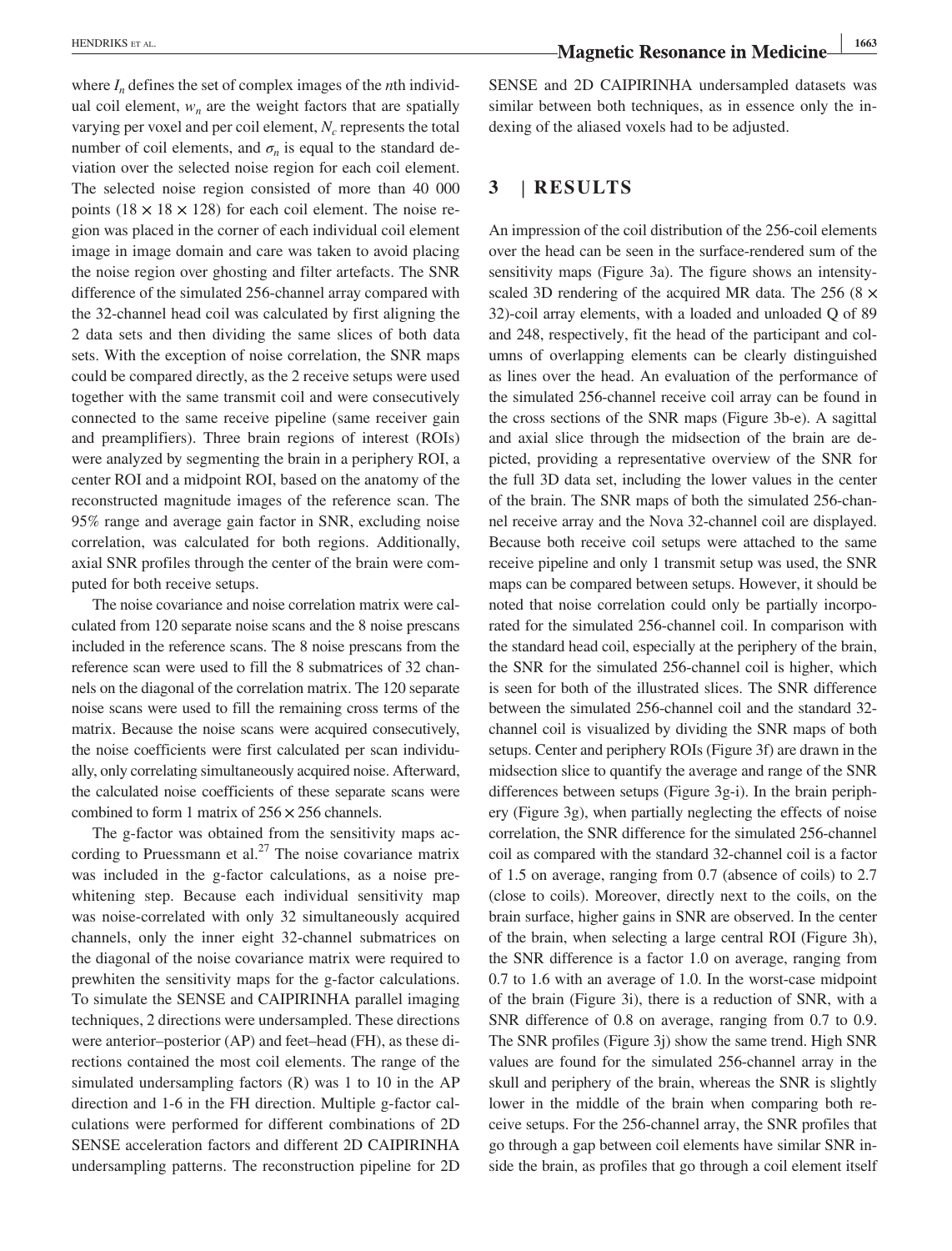where $I_n$ defines the set of complex images of the $n$th individual coil element, $w_n$ are the weight factors that are spatially varying per voxel and per coil element, $N_c$ represents the total number of coil elements, and $\sigma_n$ is equal to the standard deviation over the selected noise region for each coil element. The selected noise region consisted of more than 40 000 points ($18 \times 18 \times 128$) for each coil element. The noise region was placed in the corner of each individual coil element image in image domain and care was taken to avoid placing the noise region over ghosting and filter artefacts. The SNR difference of the simulated 256-channel array compared with the 32-channel head coil was calculated by first aligning the 2 data sets and then dividing the same slices of both data sets. With the exception of noise correlation, the SNR maps could be compared directly, as the 2 receive setups were used together with the same transmit coil and were consecutively connected to the same receive pipeline (same receiver gain and preamplifiers). Three brain regions of interest (ROIs) were analyzed by segmenting the brain in a periphery ROI, a center ROI and a midpoint ROI, based on the anatomy of the reconstructed magnitude images of the reference scan. The 95% range and average gain factor in SNR, excluding noise correlation, was calculated for both regions. Additionally, axial SNR profiles through the center of the brain were computed for both receive setups.

The noise covariance and noise correlation matrix were calculated from 120 separate noise scans and the 8 noise prescans included in the reference scans. The 8 noise prescans from the reference scan were used to fill the 8 submatrices of 32 channels on the diagonal of the correlation matrix. The 120 separate noise scans were used to fill the remaining cross terms of the matrix. Because the noise scans were acquired consecutively, the noise coefficients were first calculated per scan individually, only correlating simultaneously acquired noise. Afterward, the calculated noise coefficients of these separate scans were combined to form 1 matrix of $256 \times 256$ channels.

The g-factor was obtained from the sensitivity maps according to Pruessmann et al.[27] The noise covariance matrix was included in the g-factor calculations, as a noise prewhitening step. Because each individual sensitivity map was noise-correlated with only 32 simultaneously acquired channels, only the inner eight 32-channel submatrices on the diagonal of the noise covariance matrix were required to prewhiten the sensitivity maps for the g-factor calculations. To simulate the SENSE and CAIPIRINHA parallel imaging techniques, 2 directions were undersampled. These directions were anterior–posterior (AP) and feet–head (FH), as these directions contained the most coil elements. The range of the simulated undersampling factors (R) was 1 to 10 in the AP direction and 1-6 in the FH direction. Multiple g-factor calculations were performed for different combinations of 2D SENSE acceleration factors and different 2D CAIPIRINHA undersampling patterns. The reconstruction pipeline for 2D SENSE and 2D CAIPIRINHA undersampled datasets was similar between both techniques, as in essence only the indexing of the aliased voxels had to be adjusted.

## 3 | RESULTS

An impression of the coil distribution of the 256-coil elements over the head can be seen in the surface-rendered sum of the sensitivity maps (Figure 3a). The figure shows an intensity-scaled 3D rendering of the acquired MR data. The 256 ($8 \times 32$)-coil array elements, with a loaded and unloaded Q of 89 and 248, respectively, fit the head of the participant and columns of overlapping elements can be clearly distinguished as lines over the head. An evaluation of the performance of the simulated 256-channel receive coil array can be found in the cross sections of the SNR maps (Figure 3b-e). A sagittal and axial slice through the midsection of the brain are depicted, providing a representative overview of the SNR for the full 3D data set, including the lower values in the center of the brain. The SNR maps of both the simulated 256-channel receive array and the Nova 32-channel coil are displayed. Because both receive coil setups were attached to the same receive pipeline and only 1 transmit setup was used, the SNR maps can be compared between setups. However, it should be noted that noise correlation could only be partially incorporated for the simulated 256-channel coil. In comparison with the standard head coil, especially at the periphery of the brain, the SNR for the simulated 256-channel coil is higher, which is seen for both of the illustrated slices. The SNR difference between the simulated 256-channel coil and the standard 32-channel coil is visualized by dividing the SNR maps of both setups. Center and periphery ROIs (Figure 3f) are drawn in the midsection slice to quantify the average and range of the SNR differences between setups (Figure 3g-i). In the brain periphery (Figure 3g), when partially neglecting the effects of noise correlation, the SNR difference for the simulated 256-channel coil as compared with the standard 32-channel coil is a factor of 1.5 on average, ranging from 0.7 (absence of coils) to 2.7 (close to coils). Moreover, directly next to the coils, on the brain surface, higher gains in SNR are observed. In the center of the brain, when selecting a large central ROI (Figure 3h), the SNR difference is a factor 1.0 on average, ranging from 0.7 to 1.6 with an average of 1.0. In the worst-case midpoint of the brain (Figure 3i), there is a reduction of SNR, with a SNR difference of 0.8 on average, ranging from 0.7 to 0.9. The SNR profiles (Figure 3j) show the same trend. High SNR values are found for the simulated 256-channel array in the skull and periphery of the brain, whereas the SNR is slightly lower in the middle of the brain when comparing both receive setups. For the 256-channel array, the SNR profiles that go through a gap between coil elements have similar SNR inside the brain, as profiles that go through a coil element itself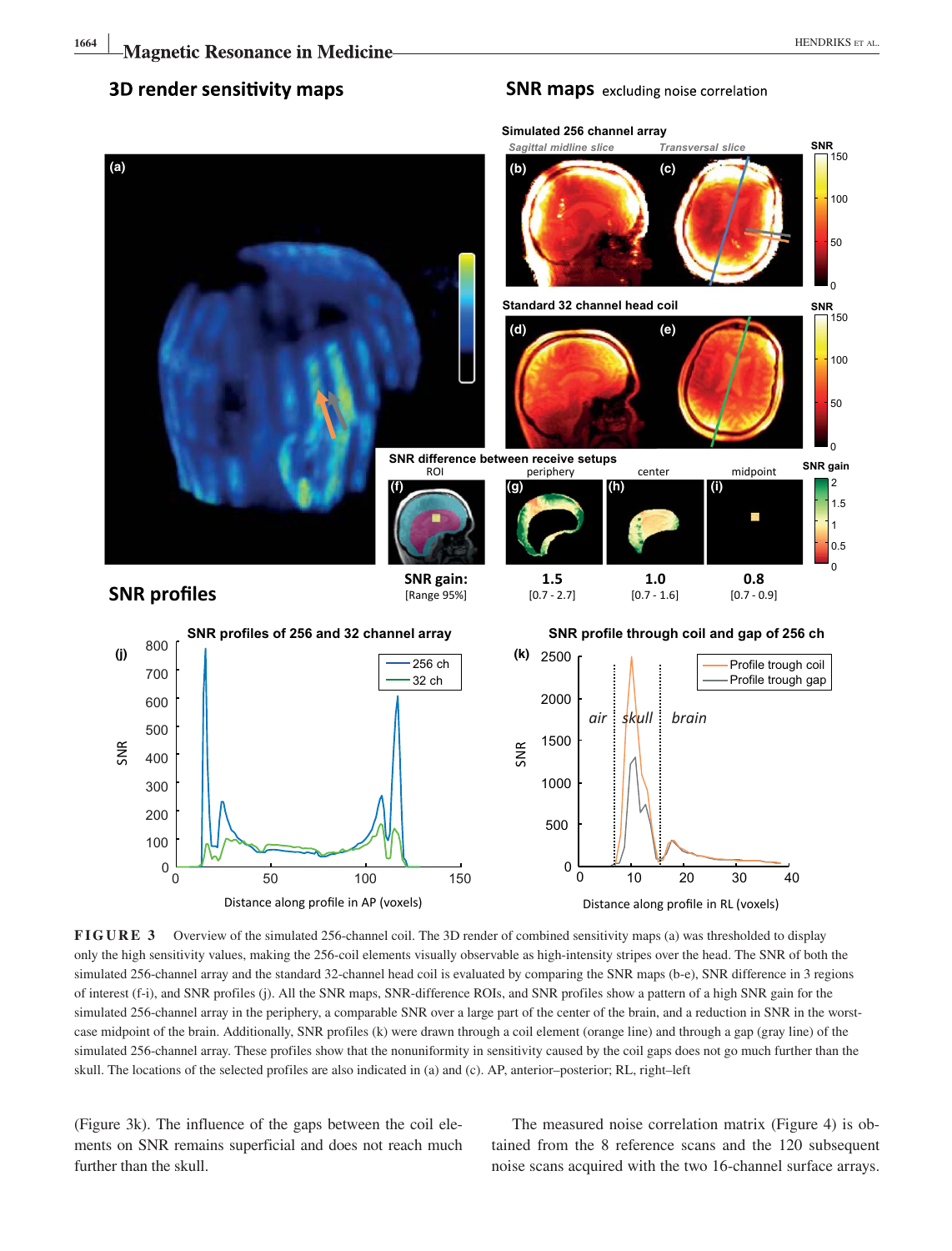**FIGURE 3** Overview of the simulated 256-channel coil. The 3D render of combined sensitivity maps (a) was thresholded to display only the high sensitivity values, making the 256-coil elements visually observable as high-intensity stripes over the head. The SNR of both the simulated 256-channel array and the standard 32-channel head coil is evaluated by comparing the SNR maps (b-e), SNR difference in 3 regions of interest (f-i), and SNR profiles (j). All the SNR maps, SNR-difference ROIs, and SNR profiles show a pattern of a high SNR gain for the simulated 256-channel array in the periphery, a comparable SNR over a large part of the center of the brain, and a reduction in SNR in the worst-case midpoint of the brain. Additionally, SNR profiles (k) were drawn through a coil element (orange line) and through a gap (gray line) of the simulated 256-channel array. These profiles show that the nonuniformity in sensitivity caused by the coil gaps does not go much further than the skull. The locations of the selected profiles are also indicated in (a) and (c). AP, anterior–posterior; RL, right–left

(Figure 3k). The influence of the gaps between the coil elements on SNR remains superficial and does not reach much further than the skull.

The measured noise correlation matrix (Figure 4) is obtained from the 8 reference scans and the 120 subsequent noise scans acquired with the two 16-channel surface arrays.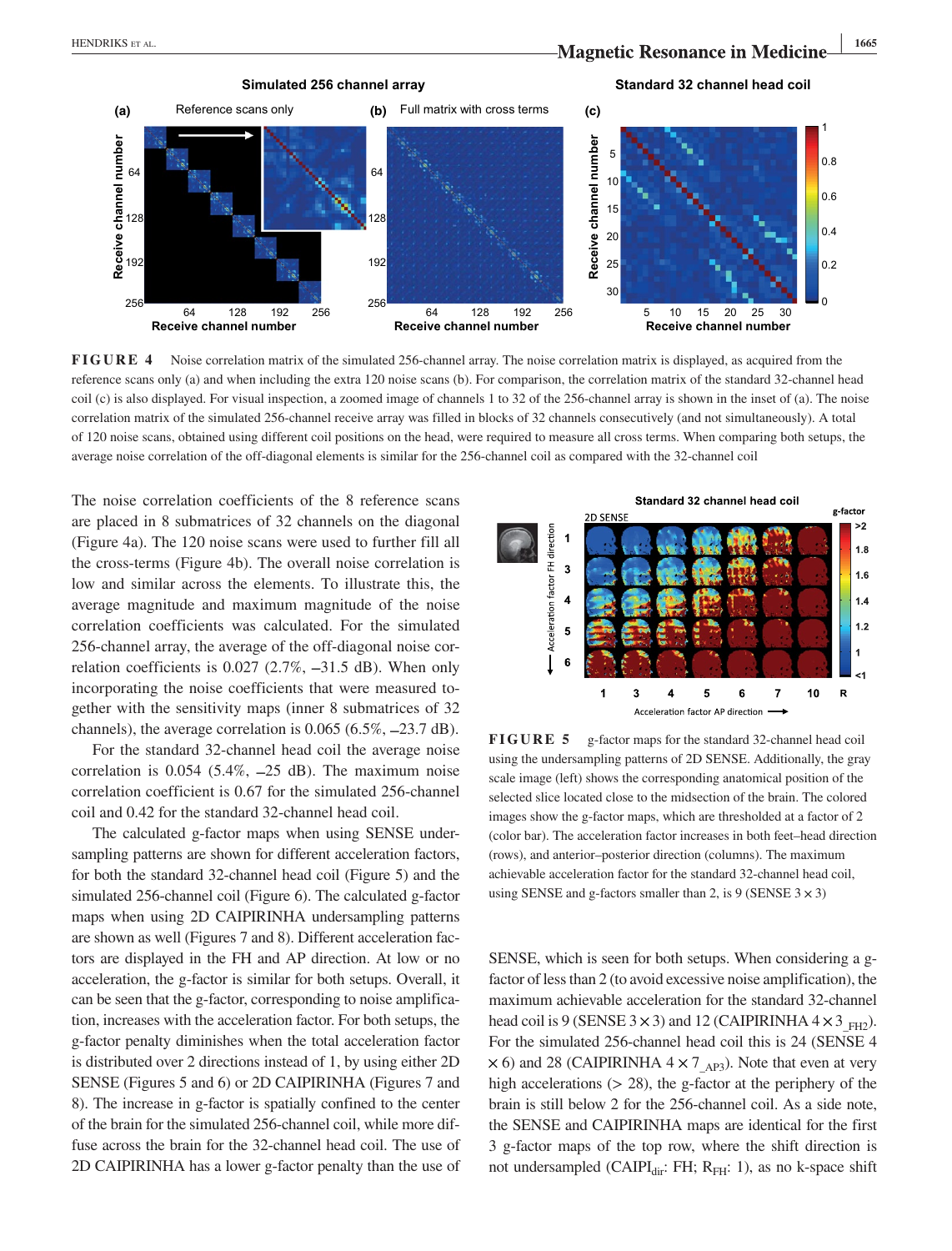**FIGURE 4** Noise correlation matrix of the simulated 256-channel array. The noise correlation matrix is displayed, as acquired from the reference scans only (a) and when including the extra 120 noise scans (b). For comparison, the correlation matrix of the standard 32-channel head coil (c) is also displayed. For visual inspection, a zoomed image of channels 1 to 32 of the 256-channel array is shown in the inset of (a). The noise correlation matrix of the simulated 256-channel receive array was filled in blocks of 32 channels consecutively (and not simultaneously). A total of 120 noise scans, obtained using different coil positions on the head, were required to measure all cross terms. When comparing both setups, the average noise correlation of the off-diagonal elements is similar for the 256-channel coil as compared with the 32-channel coil

The noise correlation coefficients of the 8 reference scans are placed in 8 submatrices of 32 channels on the diagonal (Figure 4a). The 120 noise scans were used to further fill all the cross-terms (Figure 4b). The overall noise correlation is low and similar across the elements. To illustrate this, the average magnitude and maximum magnitude of the noise correlation coefficients was calculated. For the simulated 256-channel array, the average of the off-diagonal noise correlation coefficients is 0.027 (2.7%, –31.5 dB). When only incorporating the noise coefficients that were measured together with the sensitivity maps (inner 8 submatrices of 32 channels), the average correlation is 0.065 (6.5%, –23.7 dB).

For the standard 32-channel head coil the average noise correlation is 0.054 (5.4%, –25 dB). The maximum noise correlation coefficient is 0.67 for the simulated 256-channel coil and 0.42 for the standard 32-channel head coil.

The calculated g-factor maps when using SENSE undersampling patterns are shown for different acceleration factors, for both the standard 32-channel head coil (Figure 5) and the simulated 256-channel coil (Figure 6). The calculated g-factor maps when using 2D CAIPIRINHA undersampling patterns are shown as well (Figures 7 and 8). Different acceleration factors are displayed in the FH and AP direction. At low or no acceleration, the g-factor is similar for both setups. Overall, it can be seen that the g-factor, corresponding to noise amplification, increases with the acceleration factor. For both setups, the g-factor penalty diminishes when the total acceleration factor is distributed over 2 directions instead of 1, by using either 2D SENSE (Figures 5 and 6) or 2D CAIPIRINHA (Figures 7 and 8). The increase in g-factor is spatially confined to the center of the brain for the simulated 256-channel coil, while more diffuse across the brain for the 32-channel head coil. The use of 2D CAIPIRINHA has a lower g-factor penalty than the use of SENSE, which is seen for both setups. When considering a g-factor of less than 2 (to avoid excessive noise amplification), the maximum achievable acceleration for the standard 32-channel head coil is 9 (SENSE $3 \times 3$) and 12 (CAIPIRINHA $4 \times 3_{\_FH2}$). For the simulated 256-channel head coil this is 24 (SENSE $4 \times 6$) and 28 (CAIPIRINHA $4 \times 7_{\_AP3}$). Note that even at very high accelerations (> 28), the g-factor at the periphery of the brain is still below 2 for the 256-channel coil. As a side note, the SENSE and CAIPIRINHA maps are identical for the first 3 g-factor maps of the top row, where the shift direction is not undersampled ($\text{CAIPI}_{\text{dir}}$: FH; $R_{\text{FH}}$: 1), as no k-space shift

**FIGURE 5** g-factor maps for the standard 32-channel head coil using the undersampling patterns of 2D SENSE. Additionally, the gray scale image (left) shows the corresponding anatomical position of the selected slice located close to the midsection of the brain. The colored images show the g-factor maps, which are thresholded at a factor of 2 (color bar). The acceleration factor increases in both feet–head direction (rows), and anterior–posterior direction (columns). The maximum achievable acceleration factor for the standard 32-channel head coil, using SENSE and g-factors smaller than 2, is 9 (SENSE $3 \times 3$)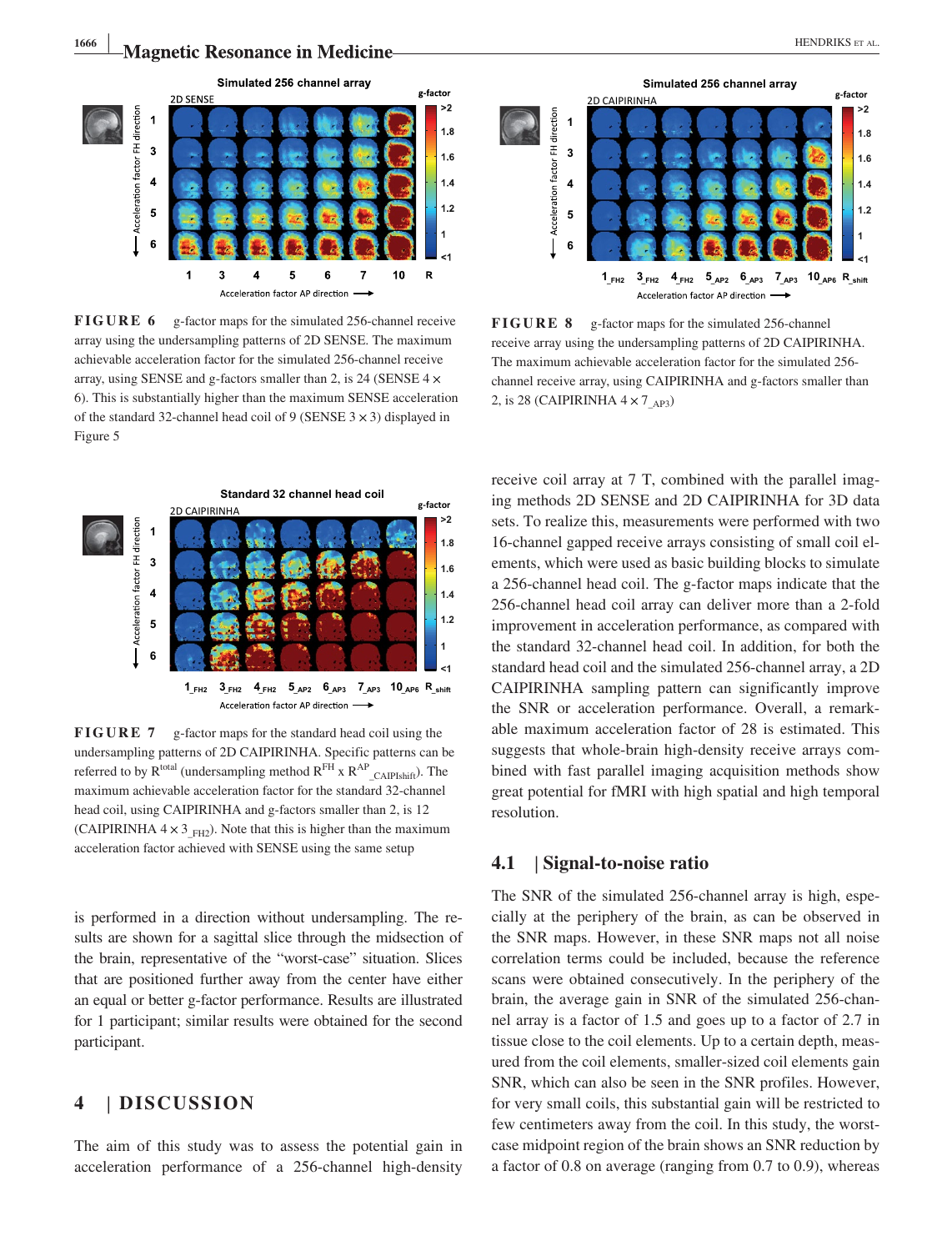FIGURE 6 g-factor maps for the simulated 256-channel receive array using the undersampling patterns of 2D SENSE. The maximum achievable acceleration factor for the simulated 256-channel receive array, using SENSE and g-factors smaller than 2, is 24 (SENSE 4 × 6). This is substantially higher than the maximum SENSE acceleration of the standard 32-channel head coil of 9 (SENSE 3 × 3) displayed in Figure 5

FIGURE 8 g-factor maps for the simulated 256-channel receive array using the undersampling patterns of 2D CAIPIRINHA. The maximum achievable acceleration factor for the simulated 256-channel receive array, using CAIPIRINHA and g-factors smaller than 2, is 28 (CAIPIRINHA $4 \times 7_{\_AP3}$)

FIGURE 7 g-factor maps for the standard head coil using the undersampling patterns of 2D CAIPIRINHA. Specific patterns can be referred to by $R^{total}$ (undersampling method $R^{FH}$ x $R^{AP}{}_{\_CAIPIshift}$). The maximum achievable acceleration factor for the standard 32-channel head coil, using CAIPIRINHA and g-factors smaller than 2, is 12 (CAIPIRINHA $4 \times 3_{\_FH2}$). Note that this is higher than the maximum acceleration factor achieved with SENSE using the same setup

is performed in a direction without undersampling. The results are shown for a sagittal slice through the midsection of the brain, representative of the "worst-case" situation. Slices that are positioned further away from the center have either an equal or better g-factor performance. Results are illustrated for 1 participant; similar results were obtained for the second participant.

## 4 | DISCUSSION

The aim of this study was to assess the potential gain in acceleration performance of a 256-channel high-density receive coil array at 7 T, combined with the parallel imaging methods 2D SENSE and 2D CAIPIRINHA for 3D data sets. To realize this, measurements were performed with two 16-channel gapped receive arrays consisting of small coil elements, which were used as basic building blocks to simulate a 256-channel head coil. The g-factor maps indicate that the 256-channel head coil array can deliver more than a 2-fold improvement in acceleration performance, as compared with the standard 32-channel head coil. In addition, for both the standard head coil and the simulated 256-channel array, a 2D CAIPIRINHA sampling pattern can significantly improve the SNR or acceleration performance. Overall, a remarkable maximum acceleration factor of 28 is estimated. This suggests that whole-brain high-density receive arrays combined with fast parallel imaging acquisition methods show great potential for fMRI with high spatial and high temporal resolution.

### 4.1 | Signal-to-noise ratio

The SNR of the simulated 256-channel array is high, especially at the periphery of the brain, as can be observed in the SNR maps. However, in these SNR maps not all noise correlation terms could be included, because the reference scans were obtained consecutively. In the periphery of the brain, the average gain in SNR of the simulated 256-channel array is a factor of 1.5 and goes up to a factor of 2.7 in tissue close to the coil elements. Up to a certain depth, measured from the coil elements, smaller-sized coil elements gain SNR, which can also be seen in the SNR profiles. However, for very small coils, this substantial gain will be restricted to few centimeters away from the coil. In this study, the worst-case midpoint region of the brain shows an SNR reduction by a factor of 0.8 on average (ranging from 0.7 to 0.9), whereas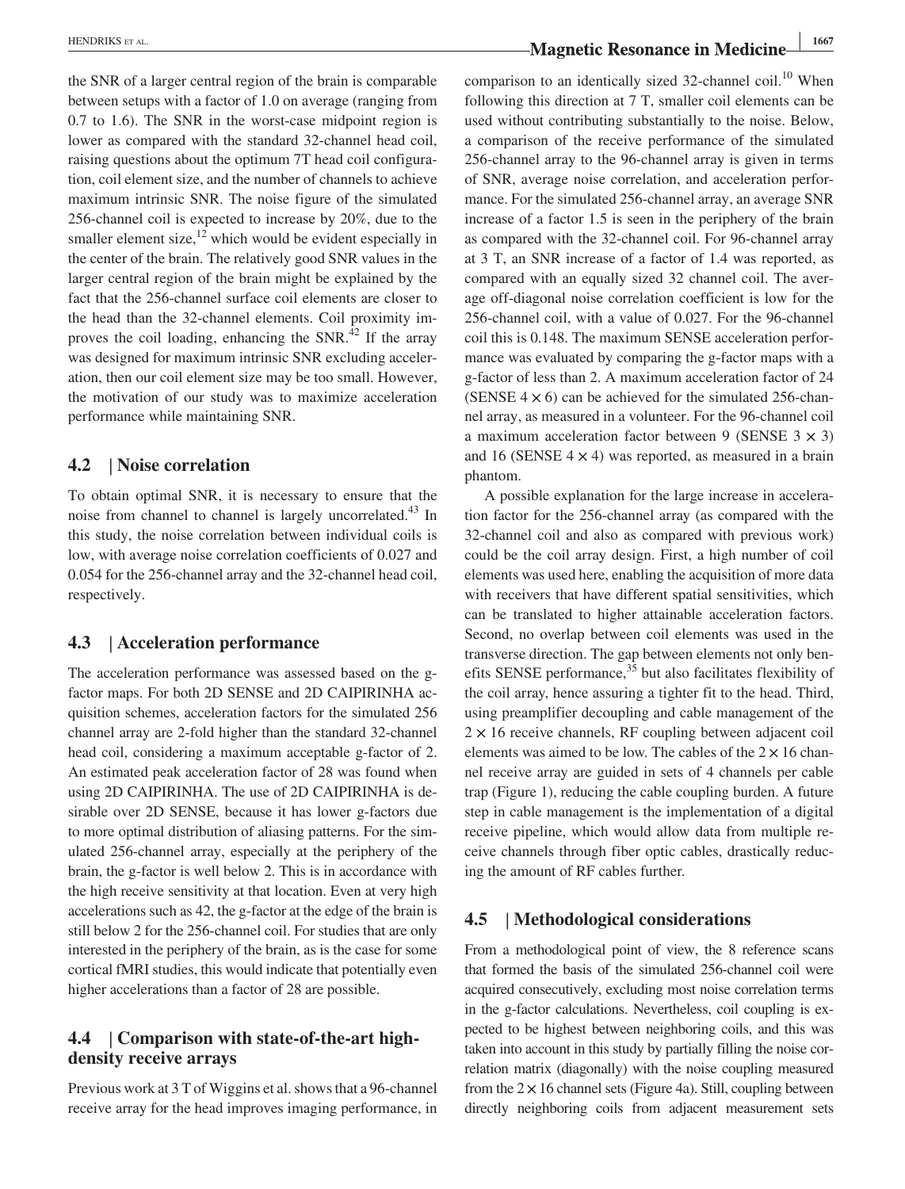the SNR of a larger central region of the brain is comparable between setups with a factor of 1.0 on average (ranging from 0.7 to 1.6). The SNR in the worst-case midpoint region is lower as compared with the standard 32-channel head coil, raising questions about the optimum 7T head coil configuration, coil element size, and the number of channels to achieve maximum intrinsic SNR. The noise figure of the simulated 256-channel coil is expected to increase by 20%, due to the smaller element size,[12] which would be evident especially in the center of the brain. The relatively good SNR values in the larger central region of the brain might be explained by the fact that the 256-channel surface coil elements are closer to the head than the 32-channel elements. Coil proximity improves the coil loading, enhancing the SNR.[42] If the array was designed for maximum intrinsic SNR excluding acceleration, then our coil element size may be too small. However, the motivation of our study was to maximize acceleration performance while maintaining SNR.

## 4.2 | Noise correlation

To obtain optimal SNR, it is necessary to ensure that the noise from channel to channel is largely uncorrelated.[43] In this study, the noise correlation between individual coils is low, with average noise correlation coefficients of 0.027 and 0.054 for the 256-channel array and the 32-channel head coil, respectively.

## 4.3 | Acceleration performance

The acceleration performance was assessed based on the g-factor maps. For both 2D SENSE and 2D CAIPIRINHA acquisition schemes, acceleration factors for the simulated 256 channel array are 2-fold higher than the standard 32-channel head coil, considering a maximum acceptable g-factor of 2. An estimated peak acceleration factor of 28 was found when using 2D CAIPIRINHA. The use of 2D CAIPIRINHA is desirable over 2D SENSE, because it has lower g-factors due to more optimal distribution of aliasing patterns. For the simulated 256-channel array, especially at the periphery of the brain, the g-factor is well below 2. This is in accordance with the high receive sensitivity at that location. Even at very high accelerations such as 42, the g-factor at the edge of the brain is still below 2 for the 256-channel coil. For studies that are only interested in the periphery of the brain, as is the case for some cortical fMRI studies, this would indicate that potentially even higher accelerations than a factor of 28 are possible.

## 4.4 | Comparison with state-of-the-art high-density receive arrays

Previous work at 3 T of Wiggins et al. shows that a 96-channel receive array for the head improves imaging performance, in comparison to an identically sized 32-channel coil.[10] When following this direction at 7 T, smaller coil elements can be used without contributing substantially to the noise. Below, a comparison of the receive performance of the simulated 256-channel array to the 96-channel array is given in terms of SNR, average noise correlation, and acceleration performance. For the simulated 256-channel array, an average SNR increase of a factor 1.5 is seen in the periphery of the brain as compared with the 32-channel coil. For 96-channel array at 3 T, an SNR increase of a factor of 1.4 was reported, as compared with an equally sized 32 channel coil. The average off-diagonal noise correlation coefficient is low for the 256-channel coil, with a value of 0.027. For the 96-channel coil this is 0.148. The maximum SENSE acceleration performance was evaluated by comparing the g-factor maps with a g-factor of less than 2. A maximum acceleration factor of 24 (SENSE $4 \times 6$) can be achieved for the simulated 256-channel array, as measured in a volunteer. For the 96-channel coil a maximum acceleration factor between 9 (SENSE $3 \times 3$) and 16 (SENSE $4 \times 4$) was reported, as measured in a brain phantom.

A possible explanation for the large increase in acceleration factor for the 256-channel array (as compared with the 32-channel coil and also as compared with previous work) could be the coil array design. First, a high number of coil elements was used here, enabling the acquisition of more data with receivers that have different spatial sensitivities, which can be translated to higher attainable acceleration factors. Second, no overlap between coil elements was used in the transverse direction. The gap between elements not only benefits SENSE performance,[35] but also facilitates flexibility of the coil array, hence assuring a tighter fit to the head. Third, using preamplifier decoupling and cable management of the $2 \times 16$ receive channels, RF coupling between adjacent coil elements was aimed to be low. The cables of the $2 \times 16$ channel receive array are guided in sets of 4 channels per cable trap (Figure 1), reducing the cable coupling burden. A future step in cable management is the implementation of a digital receive pipeline, which would allow data from multiple receive channels through fiber optic cables, drastically reducing the amount of RF cables further.

## 4.5 | Methodological considerations

From a methodological point of view, the 8 reference scans that formed the basis of the simulated 256-channel coil were acquired consecutively, excluding most noise correlation terms in the g-factor calculations. Nevertheless, coil coupling is expected to be highest between neighboring coils, and this was taken into account in this study by partially filling the noise correlation matrix (diagonally) with the noise coupling measured from the $2 \times 16$ channel sets (Figure 4a). Still, coupling between directly neighboring coils from adjacent measurement sets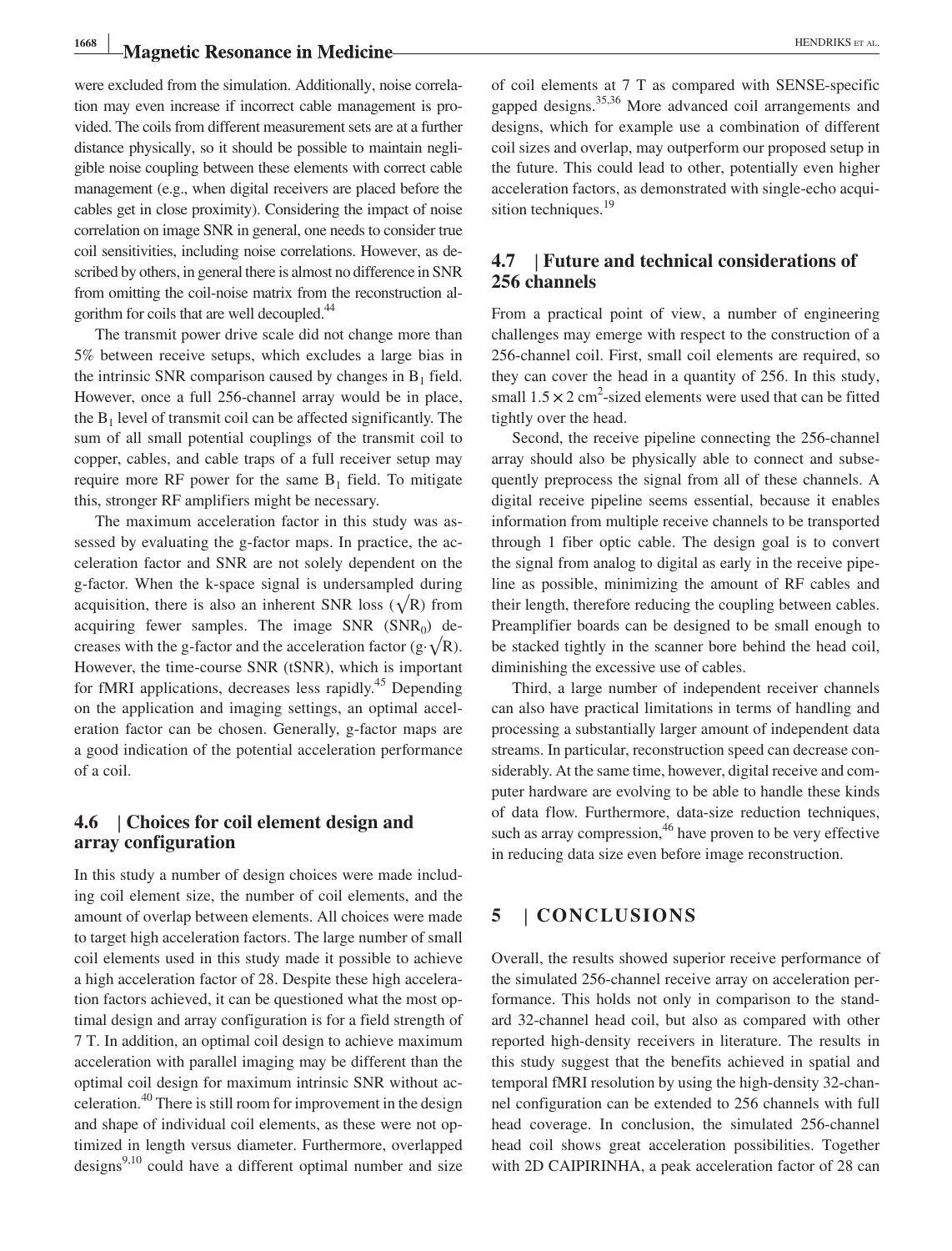were excluded from the simulation. Additionally, noise correlation may even increase if incorrect cable management is provided. The coils from different measurement sets are at a further distance physically, so it should be possible to maintain negligible noise coupling between these elements with correct cable management (e.g., when digital receivers are placed before the cables get in close proximity). Considering the impact of noise correlation on image SNR in general, one needs to consider true coil sensitivities, including noise correlations. However, as described by others, in general there is almost no difference in SNR from omitting the coil-noise matrix from the reconstruction algorithm for coils that are well decoupled.[44]

The transmit power drive scale did not change more than 5% between receive setups, which excludes a large bias in the intrinsic SNR comparison caused by changes in $B_1$ field. However, once a full 256-channel array would be in place, the $B_1$ level of transmit coil can be affected significantly. The sum of all small potential couplings of the transmit coil to copper, cables, and cable traps of a full receiver setup may require more RF power for the same $B_1$ field. To mitigate this, stronger RF amplifiers might be necessary.

The maximum acceleration factor in this study was assessed by evaluating the g-factor maps. In practice, the acceleration factor and SNR are not solely dependent on the g-factor. When the k-space signal is undersampled during acquisition, there is also an inherent SNR loss ($\sqrt{R}$) from acquiring fewer samples. The image SNR ($SNR_0$) decreases with the g-factor and the acceleration factor ($g \cdot \sqrt{R}$). However, the time-course SNR (tSNR), which is important for fMRI applications, decreases less rapidly.[45] Depending on the application and imaging settings, an optimal acceleration factor can be chosen. Generally, g-factor maps are a good indication of the potential acceleration performance of a coil.

## 4.6 | Choices for coil element design and array configuration

In this study a number of design choices were made including coil element size, the number of coil elements, and the amount of overlap between elements. All choices were made to target high acceleration factors. The large number of small coil elements used in this study made it possible to achieve a high acceleration factor of 28. Despite these high acceleration factors achieved, it can be questioned what the most optimal design and array configuration is for a field strength of 7 T. In addition, an optimal coil design to achieve maximum acceleration with parallel imaging may be different than the optimal coil design for maximum intrinsic SNR without acceleration.[40] There is still room for improvement in the design and shape of individual coil elements, as these were not optimized in length versus diameter. Furthermore, overlapped designs[9,10] could have a different optimal number and size of coil elements at 7 T as compared with SENSE-specific gapped designs.[35,36] More advanced coil arrangements and designs, which for example use a combination of different coil sizes and overlap, may outperform our proposed setup in the future. This could lead to other, potentially even higher acceleration factors, as demonstrated with single-echo acquisition techniques.[19]

## 4.7 | Future and technical considerations of 256 channels

From a practical point of view, a number of engineering challenges may emerge with respect to the construction of a 256-channel coil. First, small coil elements are required, so they can cover the head in a quantity of 256. In this study, small $1.5 \times 2$ $cm^2$-sized elements were used that can be fitted tightly over the head.

Second, the receive pipeline connecting the 256-channel array should also be physically able to connect and subsequently preprocess the signal from all of these channels. A digital receive pipeline seems essential, because it enables information from multiple receive channels to be transported through 1 fiber optic cable. The design goal is to convert the signal from analog to digital as early in the receive pipeline as possible, minimizing the amount of RF cables and their length, therefore reducing the coupling between cables. Preamplifier boards can be designed to be small enough to be stacked tightly in the scanner bore behind the head coil, diminishing the excessive use of cables.

Third, a large number of independent receiver channels can also have practical limitations in terms of handling and processing a substantially larger amount of independent data streams. In particular, reconstruction speed can decrease considerably. At the same time, however, digital receive and computer hardware are evolving to be able to handle these kinds of data flow. Furthermore, data-size reduction techniques, such as array compression,[46] have proven to be very effective in reducing data size even before image reconstruction.

# 5 | CONCLUSIONS

Overall, the results showed superior receive performance of the simulated 256-channel receive array on acceleration performance. This holds not only in comparison to the standard 32-channel head coil, but also as compared with other reported high-density receivers in literature. The results in this study suggest that the benefits achieved in spatial and temporal fMRI resolution by using the high-density 32-channel configuration can be extended to 256 channels with full head coverage. In conclusion, the simulated 256-channel head coil shows great acceleration possibilities. Together with 2D CAIPIRINHA, a peak acceleration factor of 28 can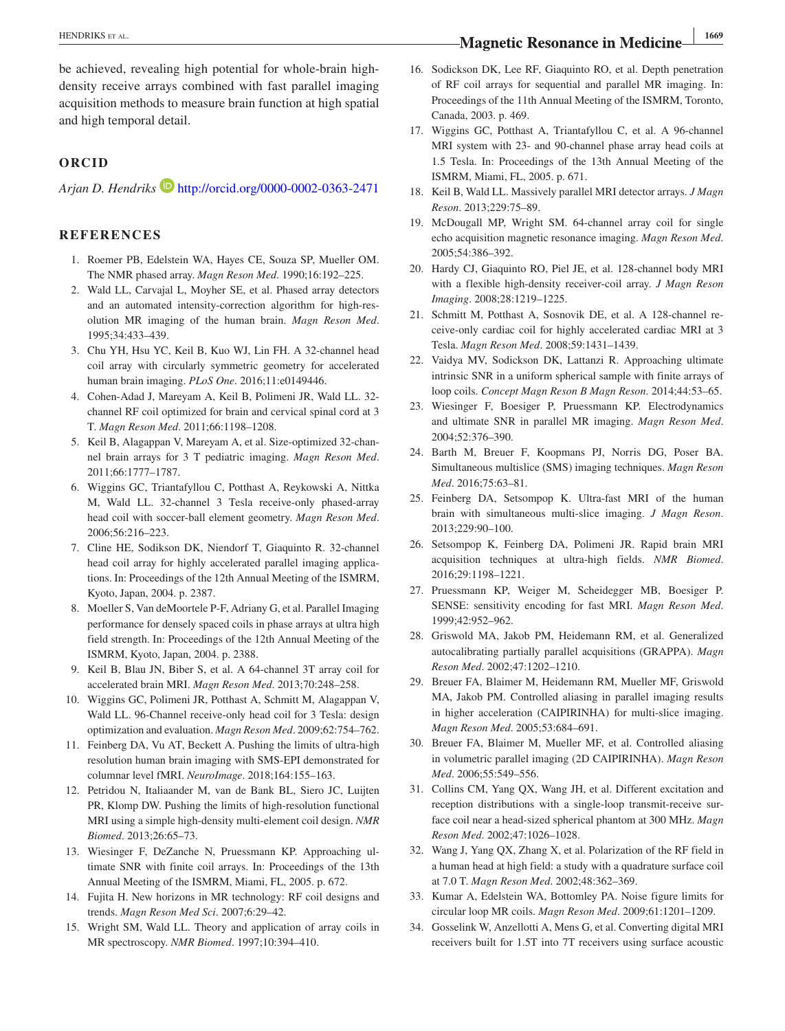be achieved, revealing high potential for whole-brain high-density receive arrays combined with fast parallel imaging acquisition methods to measure brain function at high spatial and high temporal detail.

## ORCID

*Arjan D. Hendriks* http://orcid.org/0000-0002-0363-2471

## REFERENCES

1. Roemer PB, Edelstein WA, Hayes CE, Souza SP, Mueller OM. The NMR phased array. *Magn Reson Med*. 1990;16:192–225.
2. Wald LL, Carvajal L, Moyher SE, et al. Phased array detectors and an automated intensity-correction algorithm for high-resolution MR imaging of the human brain. *Magn Reson Med*. 1995;34:433–439.
3. Chu YH, Hsu YC, Keil B, Kuo WJ, Lin FH. A 32-channel head coil array with circularly symmetric geometry for accelerated human brain imaging. *PLoS One*. 2016;11:e0149446.
4. Cohen-Adad J, Mareyam A, Keil B, Polimeni JR, Wald LL. 32-channel RF coil optimized for brain and cervical spinal cord at 3 T. *Magn Reson Med*. 2011;66:1198–1208.
5. Keil B, Alagappan V, Mareyam A, et al. Size-optimized 32-channel brain arrays for 3 T pediatric imaging. *Magn Reson Med*. 2011;66:1777–1787.
6. Wiggins GC, Triantafyllou C, Potthast A, Reykowski A, Nittka M, Wald LL. 32-channel 3 Tesla receive-only phased-array head coil with soccer-ball element geometry. *Magn Reson Med*. 2006;56:216–223.
7. Cline HE, Sodikson DK, Niendorf T, Giaquinto R. 32-channel head coil array for highly accelerated parallel imaging applications. In: Proceedings of the 12th Annual Meeting of the ISMRM, Kyoto, Japan, 2004. p. 2387.
8. Moeller S, Van deMoortele P-F, Adriany G, et al. Parallel Imaging performance for densely spaced coils in phase arrays at ultra high field strength. In: Proceedings of the 12th Annual Meeting of the ISMRM, Kyoto, Japan, 2004. p. 2388.
9. Keil B, Blau JN, Biber S, et al. A 64-channel 3T array coil for accelerated brain MRI. *Magn Reson Med*. 2013;70:248–258.
10. Wiggins GC, Polimeni JR, Potthast A, Schmitt M, Alagappan V, Wald LL. 96-Channel receive-only head coil for 3 Tesla: design optimization and evaluation. *Magn Reson Med*. 2009;62:754–762.
11. Feinberg DA, Vu AT, Beckett A. Pushing the limits of ultra-high resolution human brain imaging with SMS-EPI demonstrated for columnar level fMRI. *NeuroImage*. 2018;164:155–163.
12. Petridou N, Italiaander M, van de Bank BL, Siero JC, Luijten PR, Klomp DW. Pushing the limits of high-resolution functional MRI using a simple high-density multi-element coil design. *NMR Biomed*. 2013;26:65–73.
13. Wiesinger F, DeZanche N, Pruessmann KP. Approaching ultimate SNR with finite coil arrays. In: Proceedings of the 13th Annual Meeting of the ISMRM, Miami, FL, 2005. p. 672.
14. Fujita H. New horizons in MR technology: RF coil designs and trends. *Magn Reson Med Sci*. 2007;6:29–42.
15. Wright SM, Wald LL. Theory and application of array coils in MR spectroscopy. *NMR Biomed*. 1997;10:394–410.
16. Sodickson DK, Lee RF, Giaquinto RO, et al. Depth penetration of RF coil arrays for sequential and parallel MR imaging. In: Proceedings of the 11th Annual Meeting of the ISMRM, Toronto, Canada, 2003. p. 469.
17. Wiggins GC, Potthast A, Triantafyllou C, et al. A 96-channel MRI system with 23- and 90-channel phase array head coils at 1.5 Tesla. In: Proceedings of the 13th Annual Meeting of the ISMRM, Miami, FL, 2005. p. 671.
18. Keil B, Wald LL. Massively parallel MRI detector arrays. *J Magn Reson*. 2013;229:75–89.
19. McDougall MP, Wright SM. 64-channel array coil for single echo acquisition magnetic resonance imaging. *Magn Reson Med*. 2005;54:386–392.
20. Hardy CJ, Giaquinto RO, Piel JE, et al. 128-channel body MRI with a flexible high-density receiver-coil array. *J Magn Reson Imaging*. 2008;28:1219–1225.
21. Schmitt M, Potthast A, Sosnovik DE, et al. A 128-channel receive-only cardiac coil for highly accelerated cardiac MRI at 3 Tesla. *Magn Reson Med*. 2008;59:1431–1439.
22. Vaidya MV, Sodickson DK, Lattanzi R. Approaching ultimate intrinsic SNR in a uniform spherical sample with finite arrays of loop coils. *Concept Magn Reson B Magn Reson*. 2014;44:53–65.
23. Wiesinger F, Boesiger P, Pruessmann KP. Electrodynamics and ultimate SNR in parallel MR imaging. *Magn Reson Med*. 2004;52:376–390.
24. Barth M, Breuer F, Koopmans PJ, Norris DG, Poser BA. Simultaneous multislice (SMS) imaging techniques. *Magn Reson Med*. 2016;75:63–81.
25. Feinberg DA, Setsompop K. Ultra-fast MRI of the human brain with simultaneous multi-slice imaging. *J Magn Reson*. 2013;229:90–100.
26. Setsompop K, Feinberg DA, Polimeni JR. Rapid brain MRI acquisition techniques at ultra-high fields. *NMR Biomed*. 2016;29:1198–1221.
27. Pruessmann KP, Weiger M, Scheidegger MB, Boesiger P. SENSE: sensitivity encoding for fast MRI. *Magn Reson Med*. 1999;42:952–962.
28. Griswold MA, Jakob PM, Heidemann RM, et al. Generalized autocalibrating partially parallel acquisitions (GRAPPA). *Magn Reson Med*. 2002;47:1202–1210.
29. Breuer FA, Blaimer M, Heidemann RM, Mueller MF, Griswold MA, Jakob PM. Controlled aliasing in parallel imaging results in higher acceleration (CAIPIRINHA) for multi-slice imaging. *Magn Reson Med*. 2005;53:684–691.
30. Breuer FA, Blaimer M, Mueller MF, et al. Controlled aliasing in volumetric parallel imaging (2D CAIPIRINHA). *Magn Reson Med*. 2006;55:549–556.
31. Collins CM, Yang QX, Wang JH, et al. Different excitation and reception distributions with a single-loop transmit-receive surface coil near a head-sized spherical phantom at 300 MHz. *Magn Reson Med*. 2002;47:1026–1028.
32. Wang J, Yang QX, Zhang X, et al. Polarization of the RF field in a human head at high field: a study with a quadrature surface coil at 7.0 T. *Magn Reson Med*. 2002;48:362–369.
33. Kumar A, Edelstein WA, Bottomley PA. Noise figure limits for circular loop MR coils. *Magn Reson Med*. 2009;61:1201–1209.
34. Gosselink W, Anzellotti A, Mens G, et al. Converting digital MRI receivers built for 1.5T into 7T receivers using surface acoustic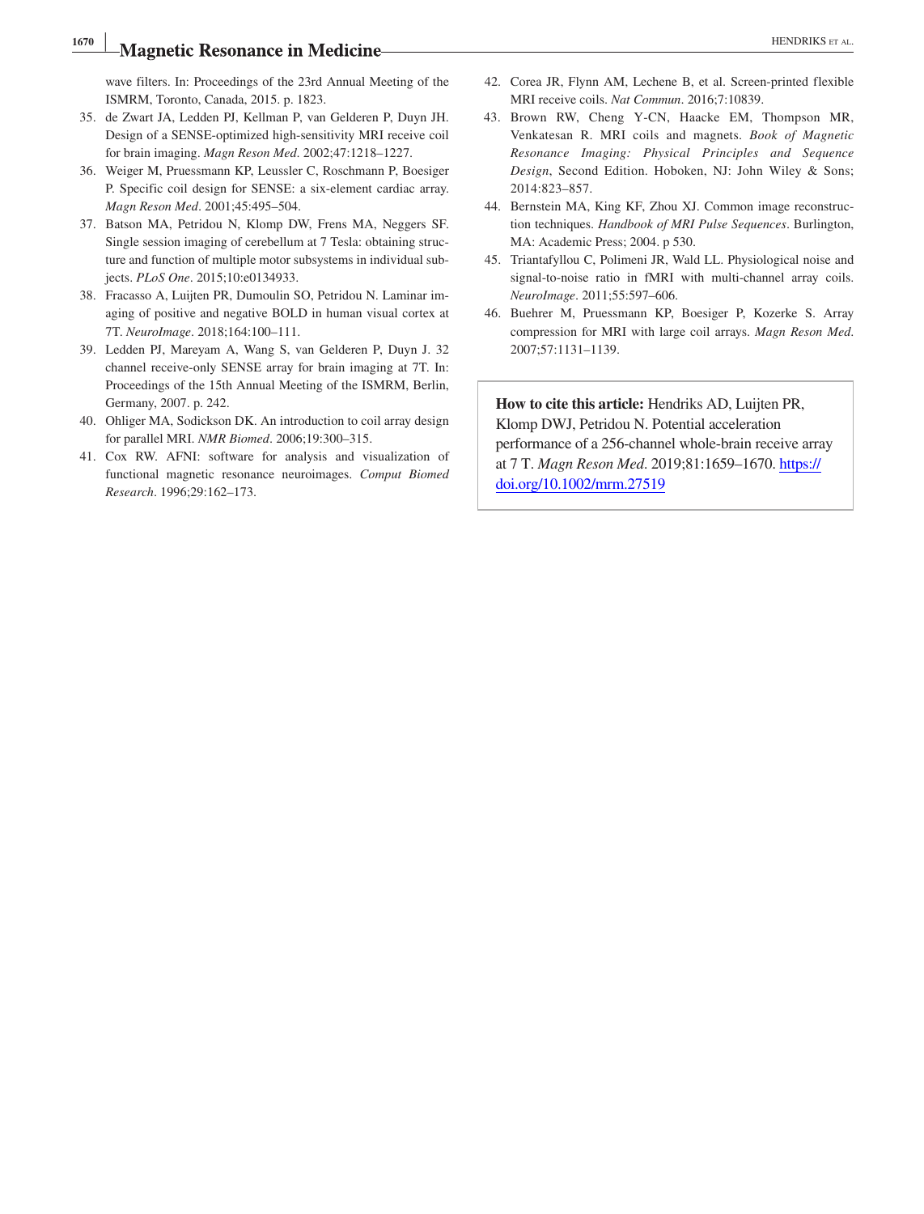wave filters. In: Proceedings of the 23rd Annual Meeting of the ISMRM, Toronto, Canada, 2015. p. 1823.

35. de Zwart JA, Ledden PJ, Kellman P, van Gelderen P, Duyn JH. Design of a SENSE-optimized high-sensitivity MRI receive coil for brain imaging. *Magn Reson Med*. 2002;47:1218–1227.
36. Weiger M, Pruessmann KP, Leussler C, Roschmann P, Boesiger P. Specific coil design for SENSE: a six-element cardiac array. *Magn Reson Med*. 2001;45:495–504.
37. Batson MA, Petridou N, Klomp DW, Frens MA, Neggers SF. Single session imaging of cerebellum at 7 Tesla: obtaining structure and function of multiple motor subsystems in individual subjects. *PLoS One*. 2015;10:e0134933.
38. Fracasso A, Luijten PR, Dumoulin SO, Petridou N. Laminar imaging of positive and negative BOLD in human visual cortex at 7T. *NeuroImage*. 2018;164:100–111.
39. Ledden PJ, Mareyam A, Wang S, van Gelderen P, Duyn J. 32 channel receive-only SENSE array for brain imaging at 7T. In: Proceedings of the 15th Annual Meeting of the ISMRM, Berlin, Germany, 2007. p. 242.
40. Ohliger MA, Sodickson DK. An introduction to coil array design for parallel MRI. *NMR Biomed*. 2006;19:300–315.
41. Cox RW. AFNI: software for analysis and visualization of functional magnetic resonance neuroimages. *Comput Biomed Research*. 1996;29:162–173.
42. Corea JR, Flynn AM, Lechene B, et al. Screen-printed flexible MRI receive coils. *Nat Commun*. 2016;7:10839.
43. Brown RW, Cheng Y-CN, Haacke EM, Thompson MR, Venkatesan R. MRI coils and magnets. *Book of Magnetic Resonance Imaging: Physical Principles and Sequence Design*, Second Edition. Hoboken, NJ: John Wiley & Sons; 2014:823–857.
44. Bernstein MA, King KF, Zhou XJ. Common image reconstruction techniques. *Handbook of MRI Pulse Sequences*. Burlington, MA: Academic Press; 2004. p 530.
45. Triantafyllou C, Polimeni JR, Wald LL. Physiological noise and signal-to-noise ratio in fMRI with multi-channel array coils. *NeuroImage*. 2011;55:597–606.
46. Buehrer M, Pruessmann KP, Boesiger P, Kozerke S. Array compression for MRI with large coil arrays. *Magn Reson Med*. 2007;57:1131–1139.

**How to cite this article:** Hendriks AD, Luijten PR, Klomp DWJ, Petridou N. Potential acceleration performance of a 256-channel whole-brain receive array at 7 T. *Magn Reson Med*. 2019;81:1659–1670. https://doi.org/10.1002/mrm.27519